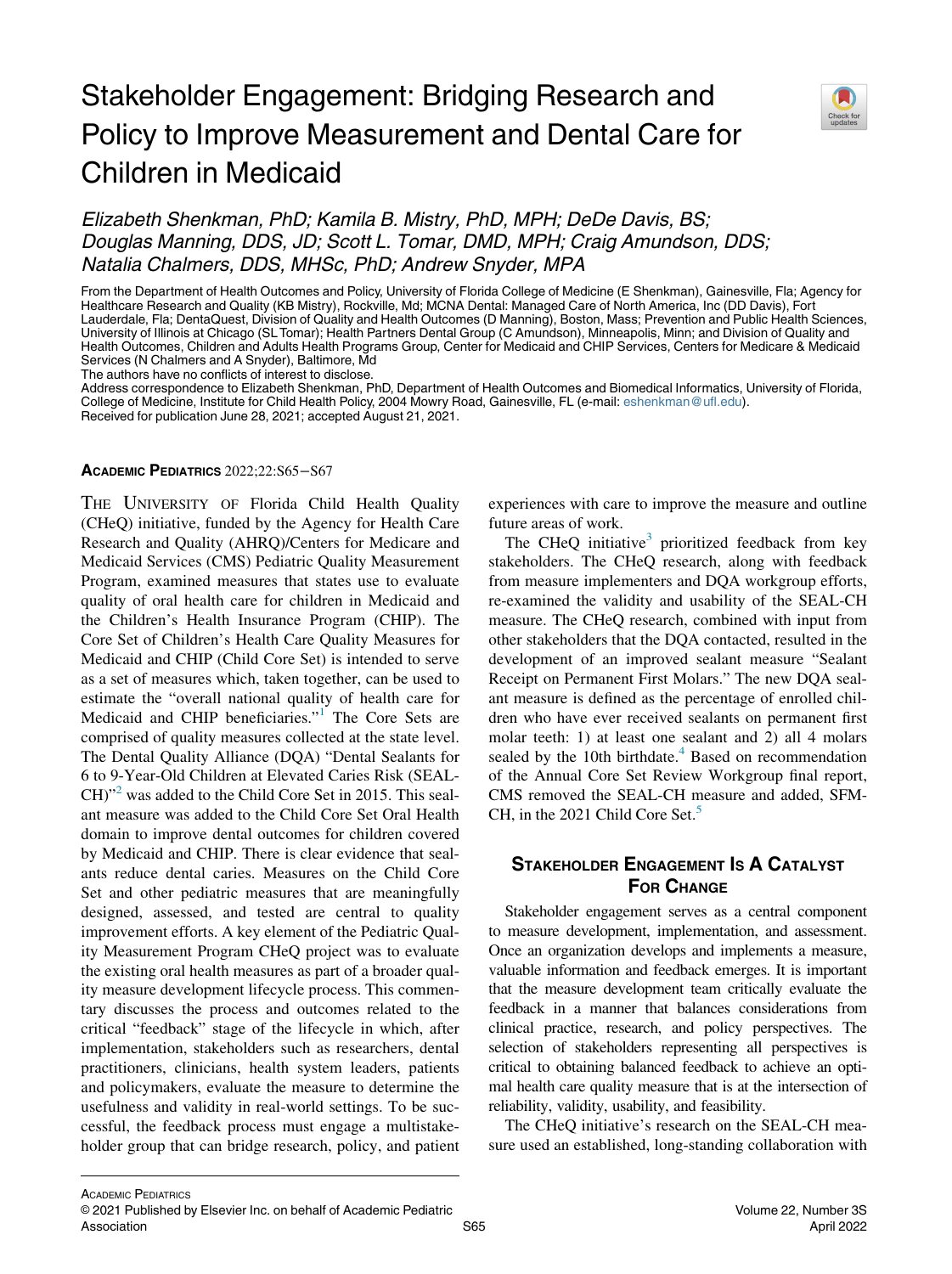# Stakeholder Engagement: Bridging Research and Policy to Improve Measurement and Dental Care for Children in Medicaid

*Elizabeth Shenkman, PhD; Kamila B. Mistry, PhD, MPH; DeDe Davis, BS; Douglas Manning, DDS, JD; Scott L. Tomar, DMD, MPH; Craig Amundson, DDS; Natalia Chalmers, DDS, MHSc, PhD; Andrew Snyder, MPA*

From the Department of Health Outcomes and Policy, University of Florida College of Medicine (E Shenkman), Gainesville, Fla; Agency for Healthcare Research and Quality (KB Mistry), Rockville, Md; MCNA Dental: Managed Care of North America, Inc (DD Davis), Fort Lauderdale, Fla; DentaQuest, Division of Quality and Health Outcomes (D Manning), Boston, Mass; Prevention and Public Health Sciences, University of Illinois at Chicago (SL Tomar); Health Partners Dental Group (C Amundson), Minneapolis, Minn; and Division of Quality and Health Outcomes, Children and Adults Health Programs Group, Center for Medicaid and CHIP Services, Centers for Medicare & Medicaid Services (N Chalmers and A Snyder), Baltimore, Md

The authors have no conflicts of interest to disclose.

Address correspondence to Elizabeth Shenkman, PhD, Department of Health Outcomes and Biomedical Informatics, University of Florida, College of Medicine, Institute for Child Health Policy, 2004 Mowry Road, Gainesville, FL (e-mail: eshenkman@ufl.edu).

Received for publication June 28, 2021; accepted August 21, 2021.

**Academic Pediatrics** 2022;22:S65−S67

The University of Florida Child Health Quality (CHeQ) initiative, funded by the Agency for Health Care Research and Quality (AHRQ)/Centers for Medicare and Medicaid Services (CMS) Pediatric Quality Measurement Program, examined measures that states use to evaluate quality of oral health care for children in Medicaid and the Children's Health Insurance Program (CHIP). The Core Set of Children's Health Care Quality Measures for Medicaid and CHIP (Child Core Set) is intended to serve as a set of measures which, taken together, can be used to estimate the "overall national quality of health care for Medicaid and CHIP beneficiaries."[1] The Core Sets are comprised of quality measures collected at the state level. The Dental Quality Alliance (DQA) "Dental Sealants for 6 to 9-Year-Old Children at Elevated Caries Risk (SEAL-CH)"[2] was added to the Child Core Set in 2015. This sealant measure was added to the Child Core Set Oral Health domain to improve dental outcomes for children covered by Medicaid and CHIP. There is clear evidence that sealants reduce dental caries. Measures on the Child Core Set and other pediatric measures that are meaningfully designed, assessed, and tested are central to quality improvement efforts. A key element of the Pediatric Quality Measurement Program CHeQ project was to evaluate the existing oral health measures as part of a broader quality measure development lifecycle process. This commentary discusses the process and outcomes related to the critical "feedback" stage of the lifecycle in which, after implementation, stakeholders such as researchers, dental practitioners, clinicians, health system leaders, patients and policymakers, evaluate the measure to determine the usefulness and validity in real-world settings. To be successful, the feedback process must engage a multistakeholder group that can bridge research, policy, and patient experiences with care to improve the measure and outline future areas of work.

The CHeQ initiative[3] prioritized feedback from key stakeholders. The CHeQ research, along with feedback from measure implementers and DQA workgroup efforts, re-examined the validity and usability of the SEAL-CH measure. The CHeQ research, combined with input from other stakeholders that the DQA contacted, resulted in the development of an improved sealant measure "Sealant Receipt on Permanent First Molars." The new DQA sealant measure is defined as the percentage of enrolled children who have ever received sealants on permanent first molar teeth: 1) at least one sealant and 2) all 4 molars sealed by the 10th birthdate.[4] Based on recommendation of the Annual Core Set Review Workgroup final report, CMS removed the SEAL-CH measure and added, SFM-CH, in the 2021 Child Core Set.[5]

## Stakeholder Engagement Is A Catalyst For Change

Stakeholder engagement serves as a central component to measure development, implementation, and assessment. Once an organization develops and implements a measure, valuable information and feedback emerges. It is important that the measure development team critically evaluate the feedback in a manner that balances considerations from clinical practice, research, and policy perspectives. The selection of stakeholders representing all perspectives is critical to obtaining balanced feedback to achieve an optimal health care quality measure that is at the intersection of reliability, validity, usability, and feasibility.

The CHeQ initiative's research on the SEAL-CH measure used an established, long-standing collaboration with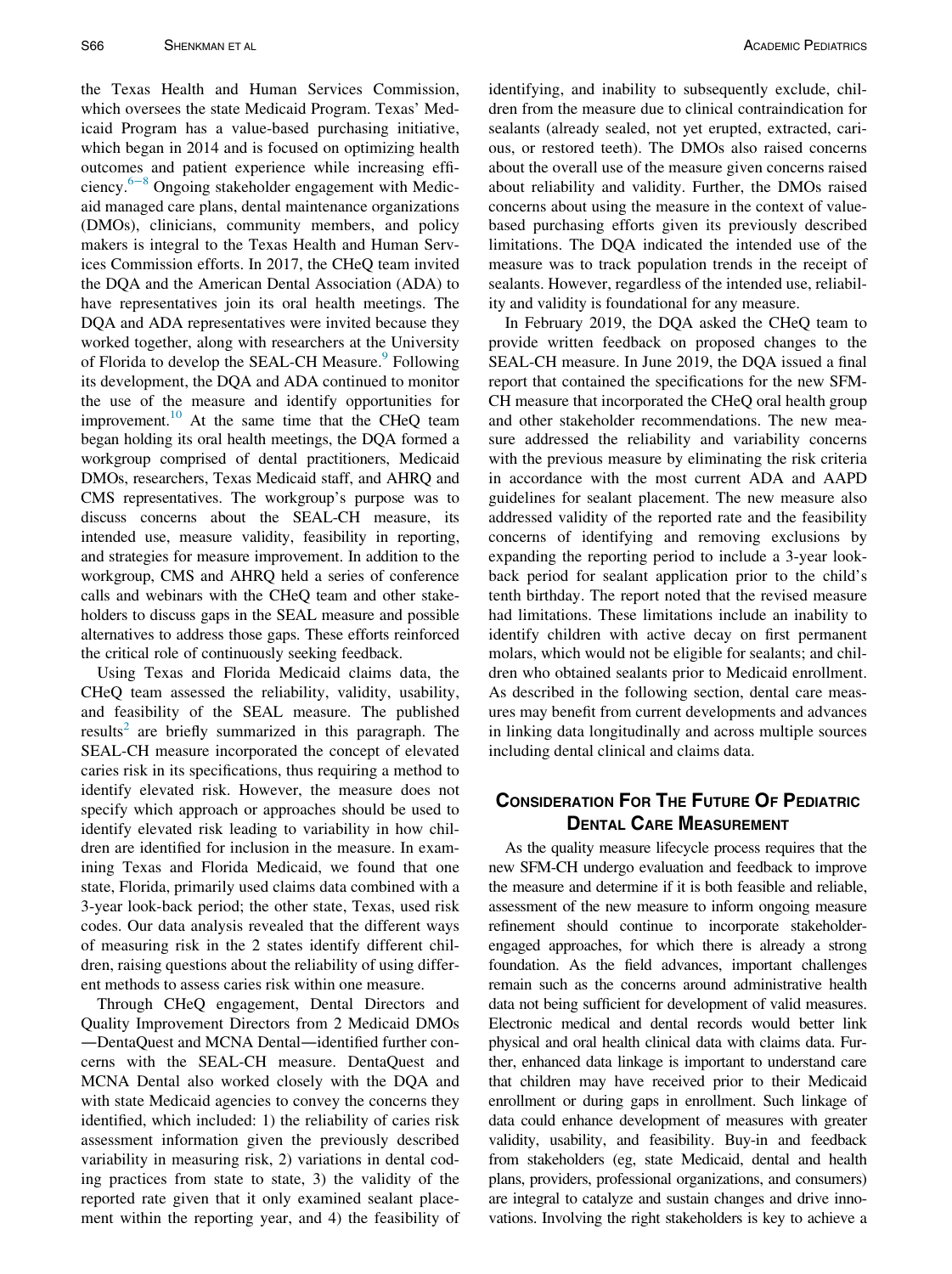the Texas Health and Human Services Commission, which oversees the state Medicaid Program. Texas' Medicaid Program has a value-based purchasing initiative, which began in 2014 and is focused on optimizing health outcomes and patient experience while increasing efficiency.[6–8] Ongoing stakeholder engagement with Medicaid managed care plans, dental maintenance organizations (DMOs), clinicians, community members, and policy makers is integral to the Texas Health and Human Services Commission efforts. In 2017, the CHeQ team invited the DQA and the American Dental Association (ADA) to have representatives join its oral health meetings. The DQA and ADA representatives were invited because they worked together, along with researchers at the University of Florida to develop the SEAL-CH Measure.[9] Following its development, the DQA and ADA continued to monitor the use of the measure and identify opportunities for improvement.[10] At the same time that the CHeQ team began holding its oral health meetings, the DQA formed a workgroup comprised of dental practitioners, Medicaid DMOs, researchers, Texas Medicaid staff, and AHRQ and CMS representatives. The workgroup's purpose was to discuss concerns about the SEAL-CH measure, its intended use, measure validity, feasibility in reporting, and strategies for measure improvement. In addition to the workgroup, CMS and AHRQ held a series of conference calls and webinars with the CHeQ team and other stakeholders to discuss gaps in the SEAL measure and possible alternatives to address those gaps. These efforts reinforced the critical role of continuously seeking feedback.

Using Texas and Florida Medicaid claims data, the CHeQ team assessed the reliability, validity, usability, and feasibility of the SEAL measure. The published results[2] are briefly summarized in this paragraph. The SEAL-CH measure incorporated the concept of elevated caries risk in its specifications, thus requiring a method to identify elevated risk. However, the measure does not specify which approach or approaches should be used to identify elevated risk leading to variability in how children are identified for inclusion in the measure. In examining Texas and Florida Medicaid, we found that one state, Florida, primarily used claims data combined with a 3-year look-back period; the other state, Texas, used risk codes. Our data analysis revealed that the different ways of measuring risk in the 2 states identify different children, raising questions about the reliability of using different methods to assess caries risk within one measure.

Through CHeQ engagement, Dental Directors and Quality Improvement Directors from 2 Medicaid DMOs—DentaQuest and MCNA Dental—identified further concerns with the SEAL-CH measure. DentaQuest and MCNA Dental also worked closely with the DQA and with state Medicaid agencies to convey the concerns they identified, which included: 1) the reliability of caries risk assessment information given the previously described variability in measuring risk, 2) variations in dental coding practices from state to state, 3) the validity of the reported rate given that it only examined sealant placement within the reporting year, and 4) the feasibility of identifying, and inability to subsequently exclude, children from the measure due to clinical contraindication for sealants (already sealed, not yet erupted, extracted, carious, or restored teeth). The DMOs also raised concerns about the overall use of the measure given concerns raised about reliability and validity. Further, the DMOs raised concerns about using the measure in the context of value-based purchasing efforts given its previously described limitations. The DQA indicated the intended use of the measure was to track population trends in the receipt of sealants. However, regardless of the intended use, reliability and validity is foundational for any measure.

In February 2019, the DQA asked the CHeQ team to provide written feedback on proposed changes to the SEAL-CH measure. In June 2019, the DQA issued a final report that contained the specifications for the new SFM-CH measure that incorporated the CHeQ oral health group and other stakeholder recommendations. The new measure addressed the reliability and variability concerns with the previous measure by eliminating the risk criteria in accordance with the most current ADA and AAPD guidelines for sealant placement. The new measure also addressed validity of the reported rate and the feasibility concerns of identifying and removing exclusions by expanding the reporting period to include a 3-year look-back period for sealant application prior to the child's tenth birthday. The report noted that the revised measure had limitations. These limitations include an inability to identify children with active decay on first permanent molars, which would not be eligible for sealants; and children who obtained sealants prior to Medicaid enrollment. As described in the following section, dental care measures may benefit from current developments and advances in linking data longitudinally and across multiple sources including dental clinical and claims data.

## Consideration For The Future Of Pediatric Dental Care Measurement

As the quality measure lifecycle process requires that the new SFM-CH undergo evaluation and feedback to improve the measure and determine if it is both feasible and reliable, assessment of the new measure to inform ongoing measure refinement should continue to incorporate stakeholder-engaged approaches, for which there is already a strong foundation. As the field advances, important challenges remain such as the concerns around administrative health data not being sufficient for development of valid measures. Electronic medical and dental records would better link physical and oral health clinical data with claims data. Further, enhanced data linkage is important to understand care that children may have received prior to their Medicaid enrollment or during gaps in enrollment. Such linkage of data could enhance development of measures with greater validity, usability, and feasibility. Buy-in and feedback from stakeholders (eg, state Medicaid, dental and health plans, providers, professional organizations, and consumers) are integral to catalyze and sustain changes and drive innovations. Involving the right stakeholders is key to achieve a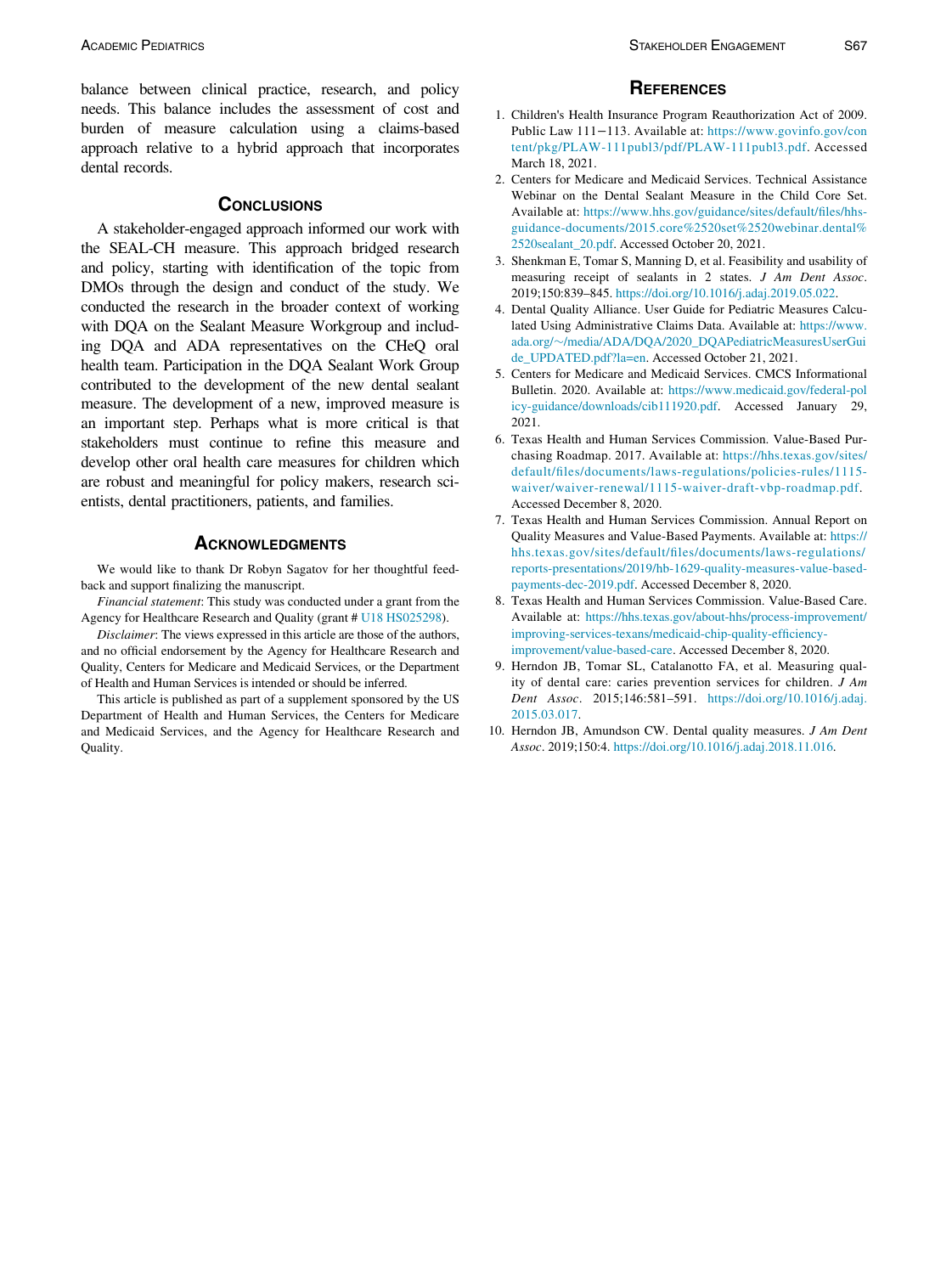balance between clinical practice, research, and policy needs. This balance includes the assessment of cost and burden of measure calculation using a claims-based approach relative to a hybrid approach that incorporates dental records.

## Conclusions

A stakeholder-engaged approach informed our work with the SEAL-CH measure. This approach bridged research and policy, starting with identification of the topic from DMOs through the design and conduct of the study. We conducted the research in the broader context of working with DQA on the Sealant Measure Workgroup and including DQA and ADA representatives on the CHeQ oral health team. Participation in the DQA Sealant Work Group contributed to the development of the new dental sealant measure. The development of a new, improved measure is an important step. Perhaps what is more critical is that stakeholders must continue to refine this measure and develop other oral health care measures for children which are robust and meaningful for policy makers, research scientists, dental practitioners, patients, and families.

## Acknowledgments

We would like to thank Dr Robyn Sagatov for her thoughtful feedback and support finalizing the manuscript.

*Financial statement*: This study was conducted under a grant from the Agency for Healthcare Research and Quality (grant # U18 HS025298).

*Disclaimer*: The views expressed in this article are those of the authors, and no official endorsement by the Agency for Healthcare Research and Quality, Centers for Medicare and Medicaid Services, or the Department of Health and Human Services is intended or should be inferred.

This article is published as part of a supplement sponsored by the US Department of Health and Human Services, the Centers for Medicare and Medicaid Services, and the Agency for Healthcare Research and Quality.

## References

1. Children's Health Insurance Program Reauthorization Act of 2009. Public Law 111−113. Available at: https://www.govinfo.gov/content/pkg/PLAW-111publ3/pdf/PLAW-111publ3.pdf. Accessed March 18, 2021.
2. Centers for Medicare and Medicaid Services. Technical Assistance Webinar on the Dental Sealant Measure in the Child Core Set. Available at: https://www.hhs.gov/guidance/sites/default/files/hhs-guidance-documents/2015.core%2520set%2520webinar.dental%2520sealant_20.pdf. Accessed October 20, 2021.
3. Shenkman E, Tomar S, Manning D, et al. Feasibility and usability of measuring receipt of sealants in 2 states. *J Am Dent Assoc*. 2019;150:839–845. https://doi.org/10.1016/j.adaj.2019.05.022.
4. Dental Quality Alliance. User Guide for Pediatric Measures Calculated Using Administrative Claims Data. Available at: https://www.ada.org/~/media/ADA/DQA/2020_DQAPediatricMeasuresUserGuide_UPDATED.pdf?la=en. Accessed October 21, 2021.
5. Centers for Medicare and Medicaid Services. CMCS Informational Bulletin. 2020. Available at: https://www.medicaid.gov/federal-policy-guidance/downloads/cib111920.pdf. Accessed January 29, 2021.
6. Texas Health and Human Services Commission. Value-Based Purchasing Roadmap. 2017. Available at: https://hhs.texas.gov/sites/default/files/documents/laws-regulations/policies-rules/1115-waiver/waiver-renewal/1115-waiver-draft-vbp-roadmap.pdf. Accessed December 8, 2020.
7. Texas Health and Human Services Commission. Annual Report on Quality Measures and Value-Based Payments. Available at: https://hhs.texas.gov/sites/default/files/documents/laws-regulations/reports-presentations/2019/hb-1629-quality-measures-value-based-payments-dec-2019.pdf. Accessed December 8, 2020.
8. Texas Health and Human Services Commission. Value-Based Care. Available at: https://hhs.texas.gov/about-hhs/process-improvement/improving-services-texans/medicaid-chip-quality-efficiency-improvement/value-based-care. Accessed December 8, 2020.
9. Herndon JB, Tomar SL, Catalanotto FA, et al. Measuring quality of dental care: caries prevention services for children. *J Am Dent Assoc*. 2015;146:581–591. https://doi.org/10.1016/j.adaj.2015.03.017.
10. Herndon JB, Amundson CW. Dental quality measures. *J Am Dent Assoc*. 2019;150:4. https://doi.org/10.1016/j.adaj.2018.11.016.